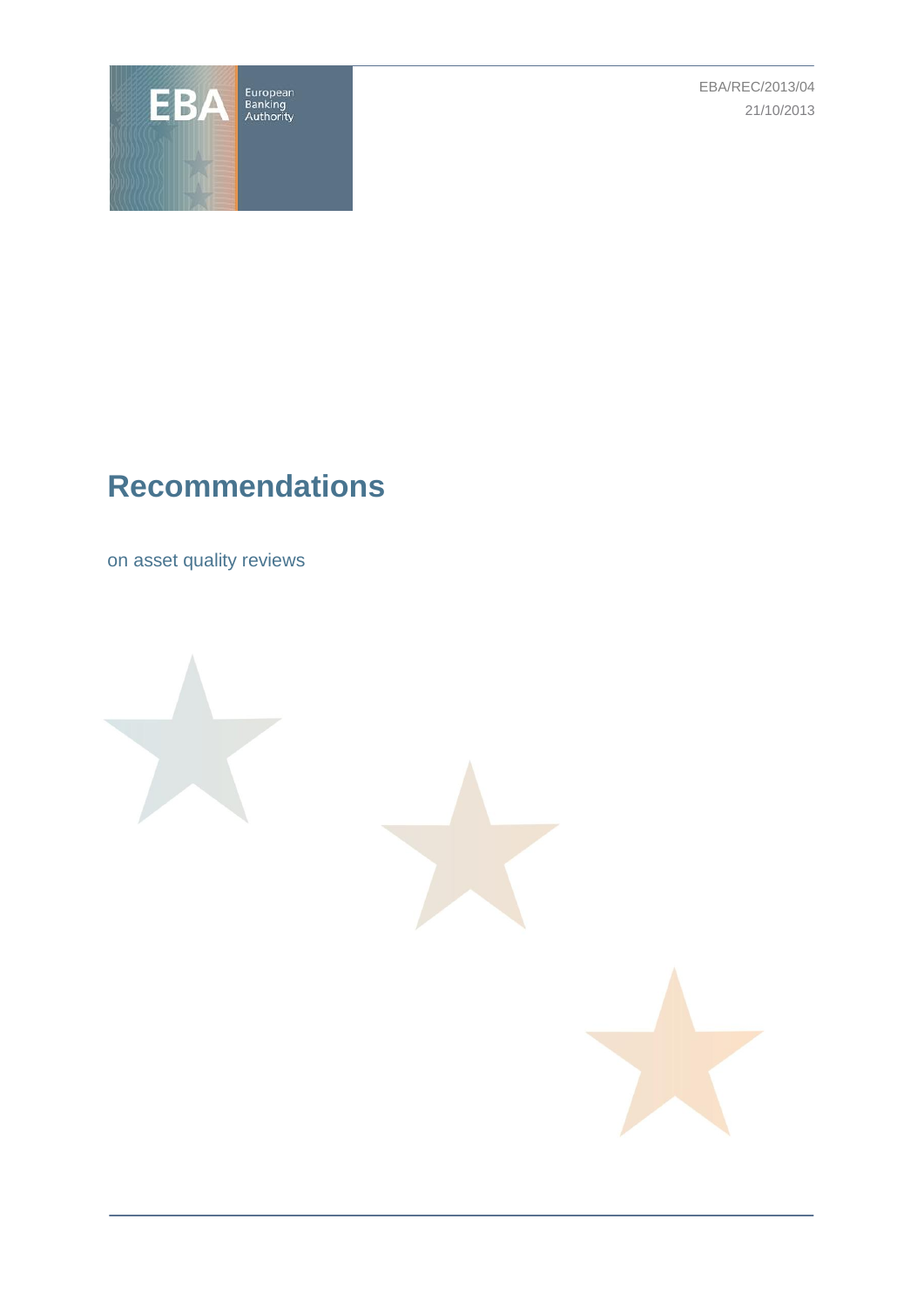EBA/REC/2013/04

21/10/2013

# Recommendations

on asset quality reviews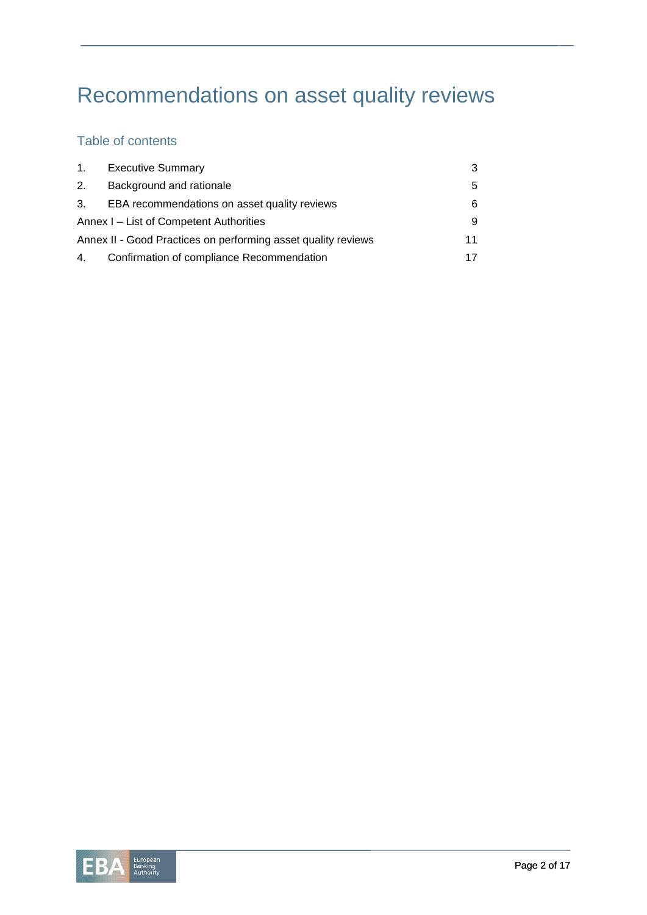# Recommendations on asset quality reviews

## Table of contents

| | | |
|---|---|---|
| 1. | Executive Summary | 3 |
| 2. | Background and rationale | 5 |
| 3. | EBA recommendations on asset quality reviews | 6 |
| Annex I – List of Competent Authorities | | 9 |
| Annex II - Good Practices on performing asset quality reviews | | 11 |
| 4. | Confirmation of compliance Recommendation | 17 |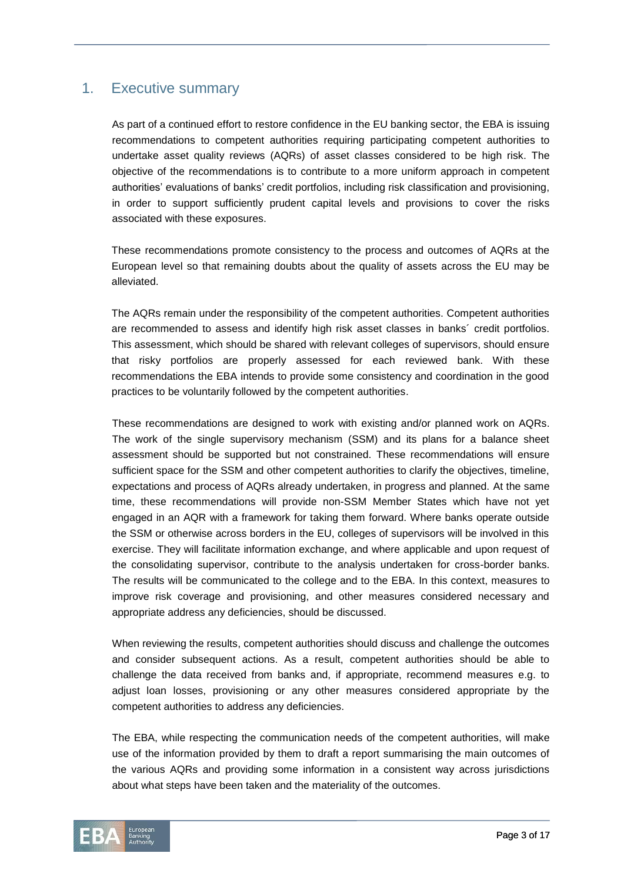# 1. Executive summary

As part of a continued effort to restore confidence in the EU banking sector, the EBA is issuing recommendations to competent authorities requiring participating competent authorities to undertake asset quality reviews (AQRs) of asset classes considered to be high risk. The objective of the recommendations is to contribute to a more uniform approach in competent authorities' evaluations of banks' credit portfolios, including risk classification and provisioning, in order to support sufficiently prudent capital levels and provisions to cover the risks associated with these exposures.

These recommendations promote consistency to the process and outcomes of AQRs at the European level so that remaining doubts about the quality of assets across the EU may be alleviated.

The AQRs remain under the responsibility of the competent authorities. Competent authorities are recommended to assess and identify high risk asset classes in banks´ credit portfolios. This assessment, which should be shared with relevant colleges of supervisors, should ensure that risky portfolios are properly assessed for each reviewed bank. With these recommendations the EBA intends to provide some consistency and coordination in the good practices to be voluntarily followed by the competent authorities.

These recommendations are designed to work with existing and/or planned work on AQRs. The work of the single supervisory mechanism (SSM) and its plans for a balance sheet assessment should be supported but not constrained. These recommendations will ensure sufficient space for the SSM and other competent authorities to clarify the objectives, timeline, expectations and process of AQRs already undertaken, in progress and planned. At the same time, these recommendations will provide non-SSM Member States which have not yet engaged in an AQR with a framework for taking them forward. Where banks operate outside the SSM or otherwise across borders in the EU, colleges of supervisors will be involved in this exercise. They will facilitate information exchange, and where applicable and upon request of the consolidating supervisor, contribute to the analysis undertaken for cross-border banks. The results will be communicated to the college and to the EBA. In this context, measures to improve risk coverage and provisioning, and other measures considered necessary and appropriate address any deficiencies, should be discussed.

When reviewing the results, competent authorities should discuss and challenge the outcomes and consider subsequent actions. As a result, competent authorities should be able to challenge the data received from banks and, if appropriate, recommend measures e.g. to adjust loan losses, provisioning or any other measures considered appropriate by the competent authorities to address any deficiencies.

The EBA, while respecting the communication needs of the competent authorities, will make use of the information provided by them to draft a report summarising the main outcomes of the various AQRs and providing some information in a consistent way across jurisdictions about what steps have been taken and the materiality of the outcomes.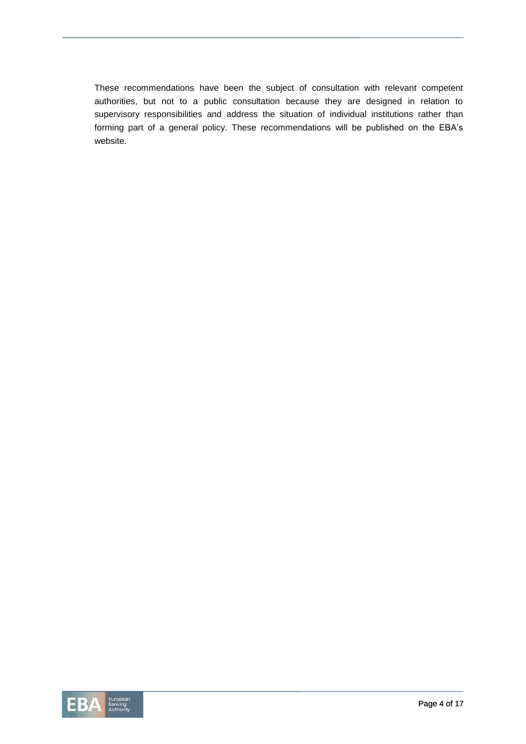These recommendations have been the subject of consultation with relevant competent authorities, but not to a public consultation because they are designed in relation to supervisory responsibilities and address the situation of individual institutions rather than forming part of a general policy. These recommendations will be published on the EBA's website.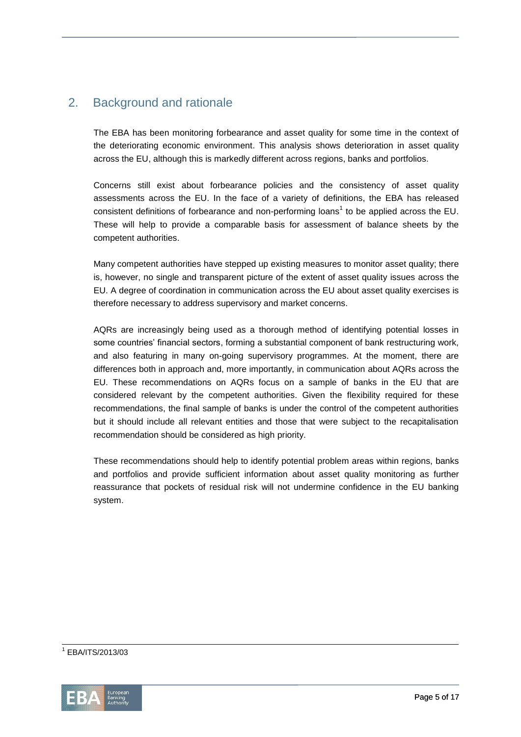## 2. Background and rationale

The EBA has been monitoring forbearance and asset quality for some time in the context of the deteriorating economic environment. This analysis shows deterioration in asset quality across the EU, although this is markedly different across regions, banks and portfolios.

Concerns still exist about forbearance policies and the consistency of asset quality assessments across the EU. In the face of a variety of definitions, the EBA has released consistent definitions of forbearance and non-performing loans[1] to be applied across the EU. These will help to provide a comparable basis for assessment of balance sheets by the competent authorities.

Many competent authorities have stepped up existing measures to monitor asset quality; there is, however, no single and transparent picture of the extent of asset quality issues across the EU. A degree of coordination in communication across the EU about asset quality exercises is therefore necessary to address supervisory and market concerns.

AQRs are increasingly being used as a thorough method of identifying potential losses in some countries' financial sectors, forming a substantial component of bank restructuring work, and also featuring in many on-going supervisory programmes. At the moment, there are differences both in approach and, more importantly, in communication about AQRs across the EU. These recommendations on AQRs focus on a sample of banks in the EU that are considered relevant by the competent authorities. Given the flexibility required for these recommendations, the final sample of banks is under the control of the competent authorities but it should include all relevant entities and those that were subject to the recapitalisation recommendation should be considered as high priority.

These recommendations should help to identify potential problem areas within regions, banks and portfolios and provide sufficient information about asset quality monitoring as further reassurance that pockets of residual risk will not undermine confidence in the EU banking system.

[1] EBA/ITS/2013/03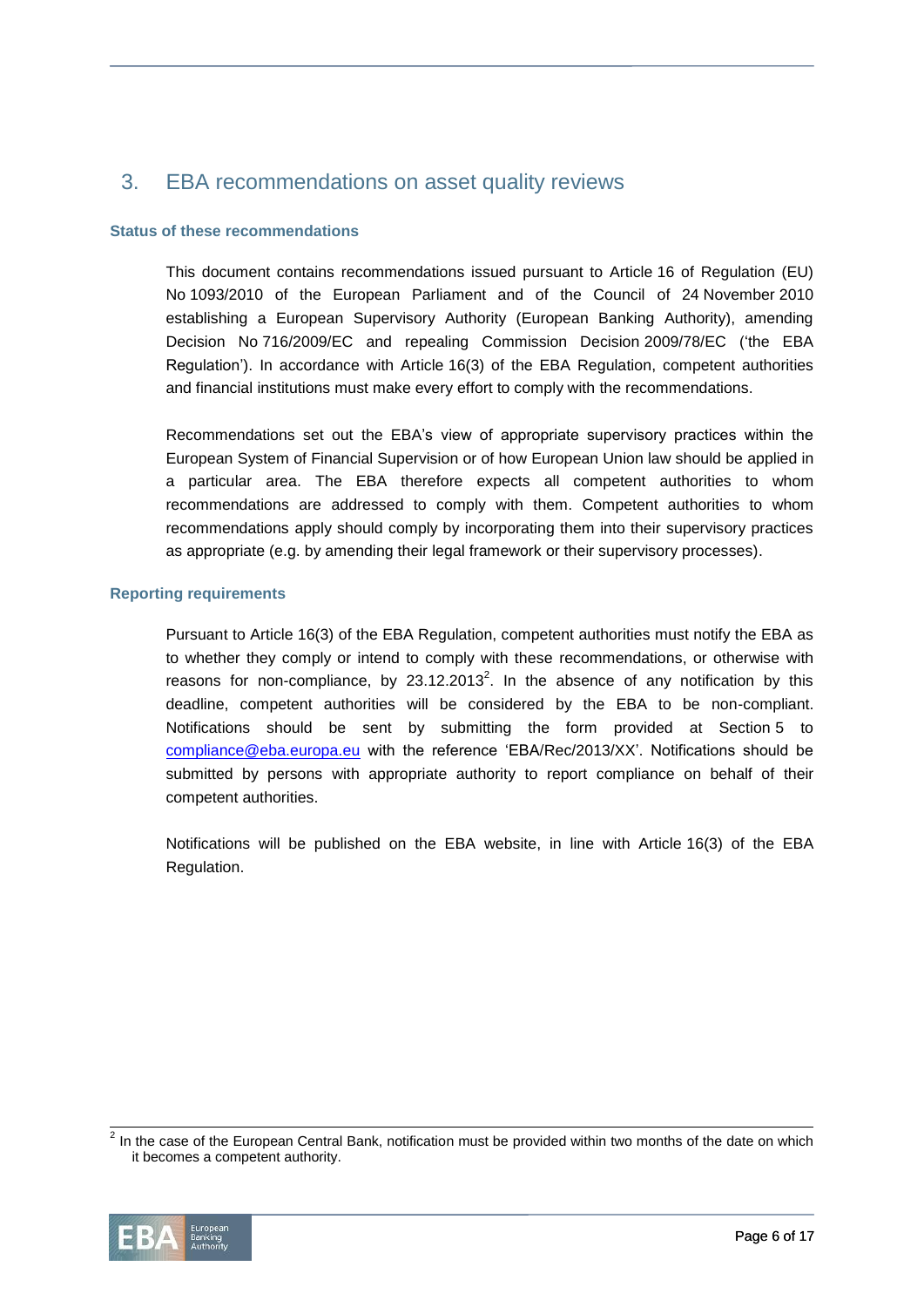# 3. EBA recommendations on asset quality reviews

### Status of these recommendations

This document contains recommendations issued pursuant to Article 16 of Regulation (EU) No 1093/2010 of the European Parliament and of the Council of 24 November 2010 establishing a European Supervisory Authority (European Banking Authority), amending Decision No 716/2009/EC and repealing Commission Decision 2009/78/EC ('the EBA Regulation'). In accordance with Article 16(3) of the EBA Regulation, competent authorities and financial institutions must make every effort to comply with the recommendations.

Recommendations set out the EBA's view of appropriate supervisory practices within the European System of Financial Supervision or of how European Union law should be applied in a particular area. The EBA therefore expects all competent authorities to whom recommendations are addressed to comply with them. Competent authorities to whom recommendations apply should comply by incorporating them into their supervisory practices as appropriate (e.g. by amending their legal framework or their supervisory processes).

### Reporting requirements

Pursuant to Article 16(3) of the EBA Regulation, competent authorities must notify the EBA as to whether they comply or intend to comply with these recommendations, or otherwise with reasons for non-compliance, by 23.12.2013[2]. In the absence of any notification by this deadline, competent authorities will be considered by the EBA to be non-compliant. Notifications should be sent by submitting the form provided at Section 5 to compliance@eba.europa.eu with the reference 'EBA/Rec/2013/XX'. Notifications should be submitted by persons with appropriate authority to report compliance on behalf of their competent authorities.

Notifications will be published on the EBA website, in line with Article 16(3) of the EBA Regulation.

---

[2] In the case of the European Central Bank, notification must be provided within two months of the date on which it becomes a competent authority.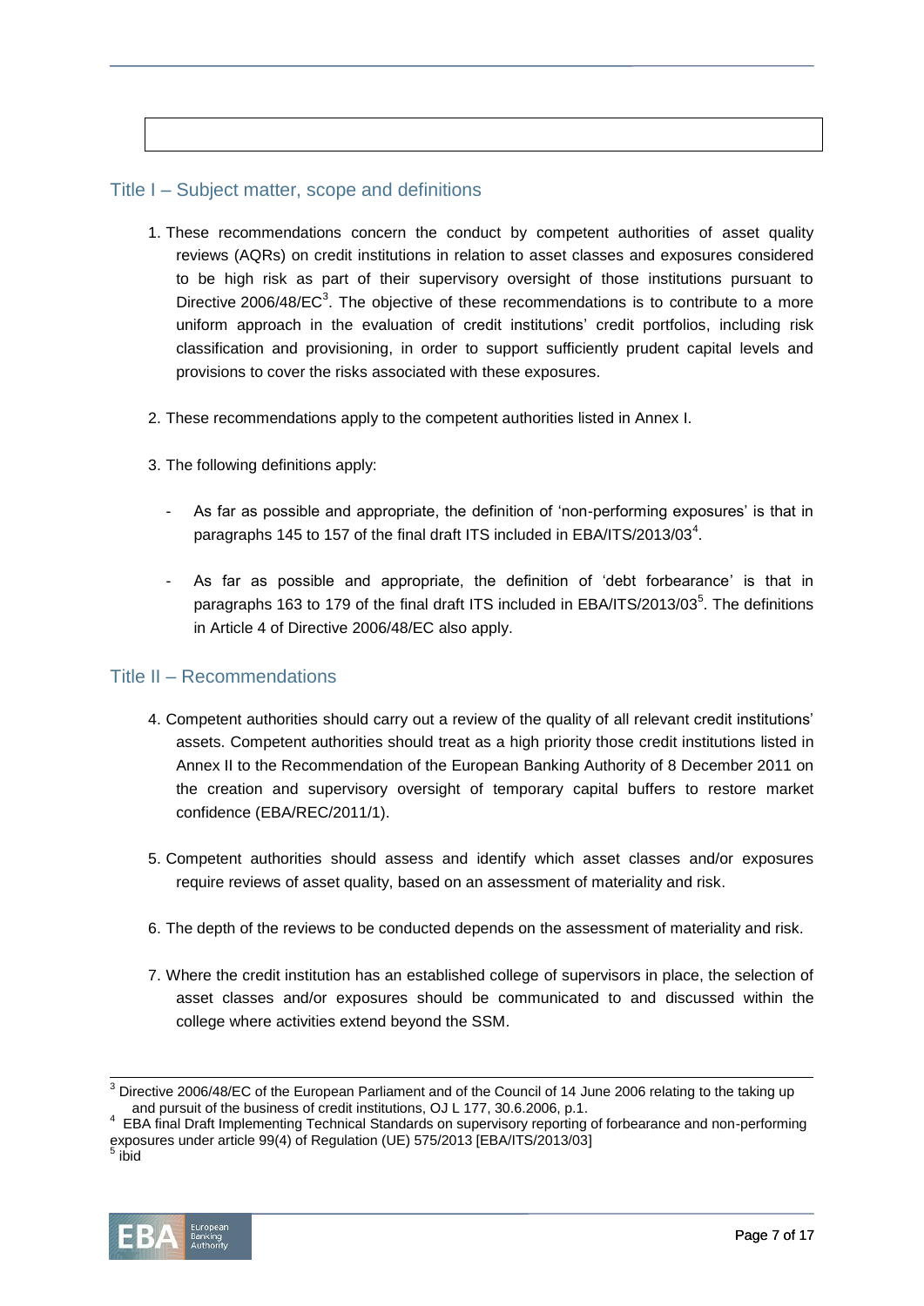## Title I – Subject matter, scope and definitions

1. These recommendations concern the conduct by competent authorities of asset quality reviews (AQRs) on credit institutions in relation to asset classes and exposures considered to be high risk as part of their supervisory oversight of those institutions pursuant to Directive 2006/48/EC[3]. The objective of these recommendations is to contribute to a more uniform approach in the evaluation of credit institutions' credit portfolios, including risk classification and provisioning, in order to support sufficiently prudent capital levels and provisions to cover the risks associated with these exposures.

2. These recommendations apply to the competent authorities listed in Annex I.

3. The following definitions apply:

   - As far as possible and appropriate, the definition of 'non-performing exposures' is that in paragraphs 145 to 157 of the final draft ITS included in EBA/ITS/2013/03[4].

   - As far as possible and appropriate, the definition of 'debt forbearance' is that in paragraphs 163 to 179 of the final draft ITS included in EBA/ITS/2013/03[5]. The definitions in Article 4 of Directive 2006/48/EC also apply.

## Title II – Recommendations

4. Competent authorities should carry out a review of the quality of all relevant credit institutions' assets. Competent authorities should treat as a high priority those credit institutions listed in Annex II to the Recommendation of the European Banking Authority of 8 December 2011 on the creation and supervisory oversight of temporary capital buffers to restore market confidence (EBA/REC/2011/1).

5. Competent authorities should assess and identify which asset classes and/or exposures require reviews of asset quality, based on an assessment of materiality and risk.

6. The depth of the reviews to be conducted depends on the assessment of materiality and risk.

7. Where the credit institution has an established college of supervisors in place, the selection of asset classes and/or exposures should be communicated to and discussed within the college where activities extend beyond the SSM.

---

[3] Directive 2006/48/EC of the European Parliament and of the Council of 14 June 2006 relating to the taking up and pursuit of the business of credit institutions, OJ L 177, 30.6.2006, p.1.

[4] EBA final Draft Implementing Technical Standards on supervisory reporting of forbearance and non-performing exposures under article 99(4) of Regulation (UE) 575/2013 [EBA/ITS/2013/03]

[5] ibid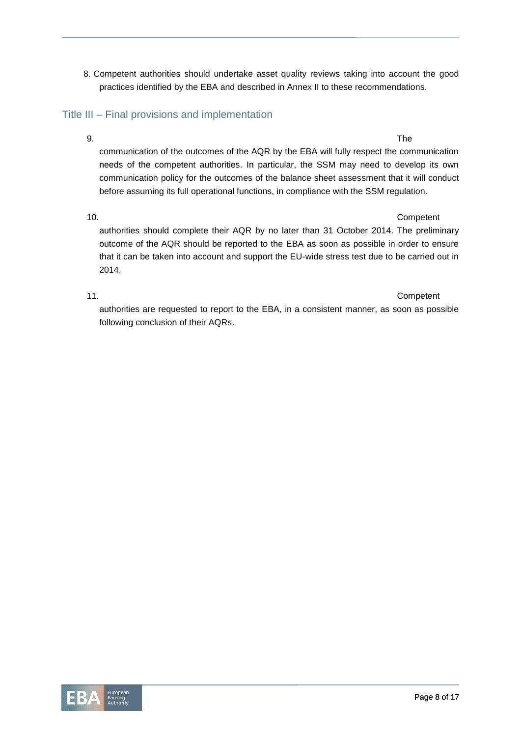8. Competent authorities should undertake asset quality reviews taking into account the good practices identified by the EBA and described in Annex II to these recommendations.

## Title III – Final provisions and implementation

9. The communication of the outcomes of the AQR by the EBA will fully respect the communication needs of the competent authorities. In particular, the SSM may need to develop its own communication policy for the outcomes of the balance sheet assessment that it will conduct before assuming its full operational functions, in compliance with the SSM regulation.

10. Competent authorities should complete their AQR by no later than 31 October 2014. The preliminary outcome of the AQR should be reported to the EBA as soon as possible in order to ensure that it can be taken into account and support the EU-wide stress test due to be carried out in 2014.

11. Competent authorities are requested to report to the EBA, in a consistent manner, as soon as possible following conclusion of their AQRs.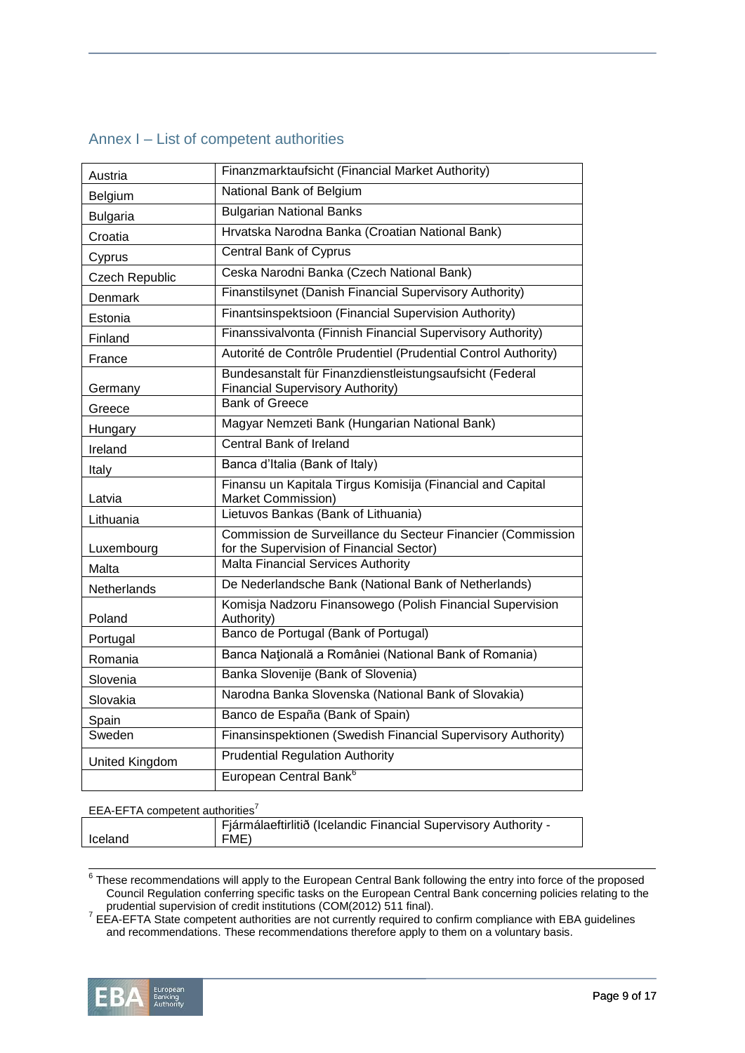## Annex I – List of competent authorities

| | |
|---|---|
| Austria | Finanzmarktaufsicht (Financial Market Authority) |
| Belgium | National Bank of Belgium |
| Bulgaria | Bulgarian National Banks |
| Croatia | Hrvatska Narodna Banka (Croatian National Bank) |
| Cyprus | Central Bank of Cyprus |
| Czech Republic | Ceska Narodni Banka (Czech National Bank) |
| Denmark | Finanstilsynet (Danish Financial Supervisory Authority) |
| Estonia | Finantsinspektsioon (Financial Supervision Authority) |
| Finland | Finanssivalvonta (Finnish Financial Supervisory Authority) |
| France | Autorité de Contrôle Prudentiel (Prudential Control Authority) |
| Germany | Bundesanstalt für Finanzdienstleistungsaufsicht (Federal Financial Supervisory Authority) |
| Greece | Bank of Greece |
| Hungary | Magyar Nemzeti Bank (Hungarian National Bank) |
| Ireland | Central Bank of Ireland |
| Italy | Banca d'Italia (Bank of Italy) |
| Latvia | Finansu un Kapitala Tirgus Komisija (Financial and Capital Market Commission) |
| Lithuania | Lietuvos Bankas (Bank of Lithuania) |
| Luxembourg | Commission de Surveillance du Secteur Financier (Commission for the Supervision of Financial Sector) |
| Malta | Malta Financial Services Authority |
| Netherlands | De Nederlandsche Bank (National Bank of Netherlands) |
| Poland | Komisja Nadzoru Finansowego (Polish Financial Supervision Authority) |
| Portugal | Banco de Portugal (Bank of Portugal) |
| Romania | Banca Naţională a României (National Bank of Romania) |
| Slovenia | Banka Slovenije (Bank of Slovenia) |
| Slovakia | Narodna Banka Slovenska (National Bank of Slovakia) |
| Spain | Banco de España (Bank of Spain) |
| Sweden | Finansinspektionen (Swedish Financial Supervisory Authority) |
| United Kingdom | Prudential Regulation Authority |
| | European Central Bank[6] |

EEA-EFTA competent authorities[7]

| | |
|---|---|
| Iceland | Fjármálaeftirlitið (Icelandic Financial Supervisory Authority - FME) |

[6] These recommendations will apply to the European Central Bank following the entry into force of the proposed Council Regulation conferring specific tasks on the European Central Bank concerning policies relating to the prudential supervision of credit institutions (COM(2012) 511 final).

[7] EEA-EFTA State competent authorities are not currently required to confirm compliance with EBA guidelines and recommendations. These recommendations therefore apply to them on a voluntary basis.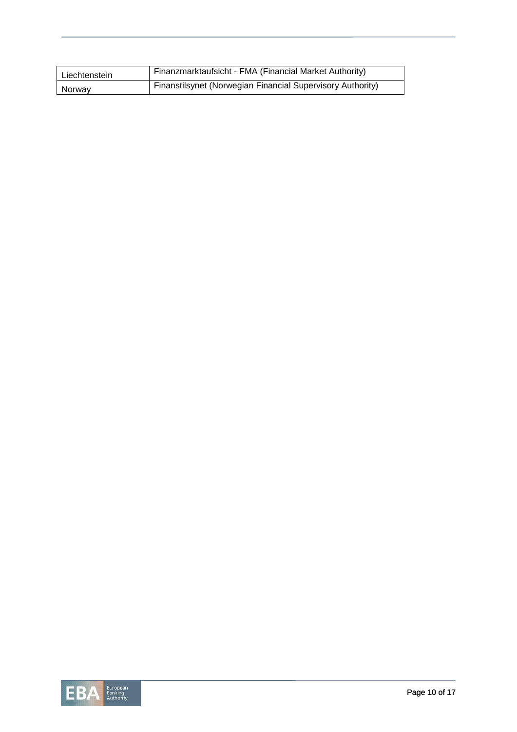| | |
|---|---|
| Liechtenstein | Finanzmarktaufsicht - FMA (Financial Market Authority) |
| Norway | Finanstilsynet (Norwegian Financial Supervisory Authority) |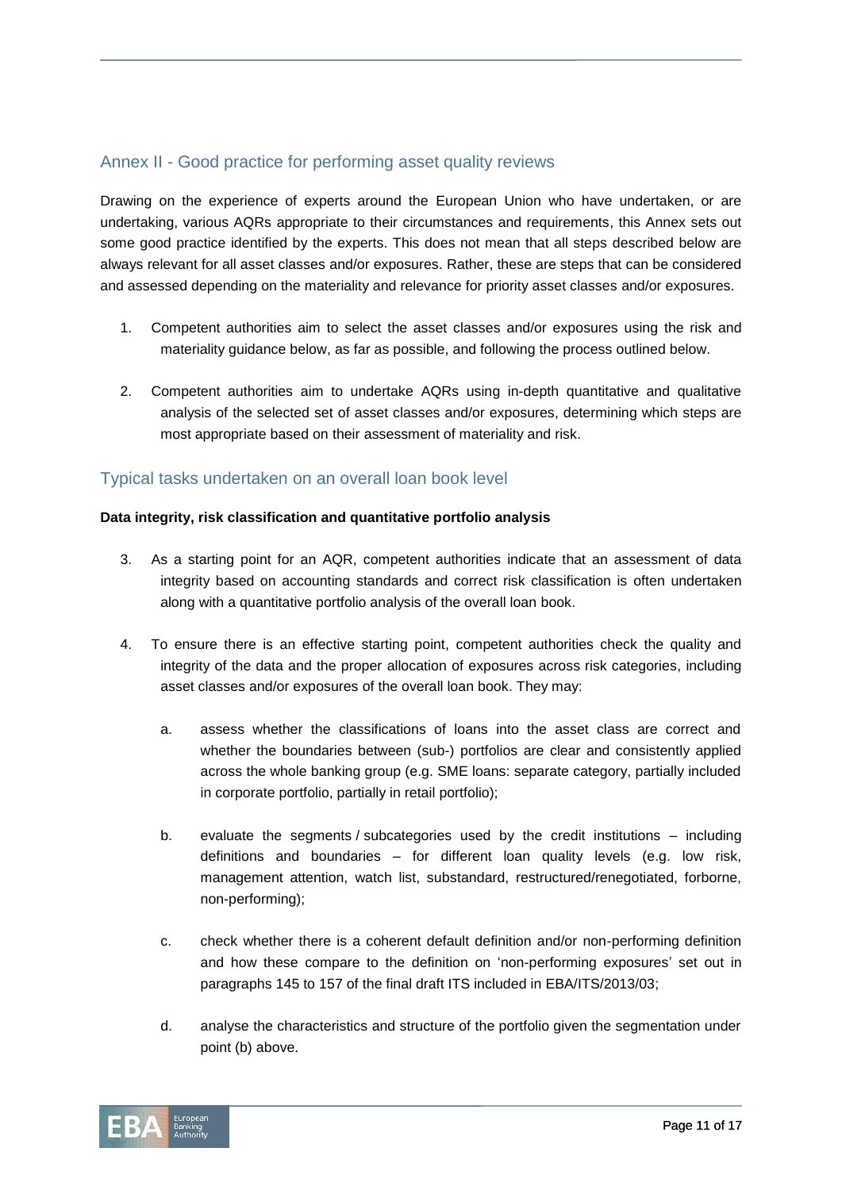## Annex II - Good practice for performing asset quality reviews

Drawing on the experience of experts around the European Union who have undertaken, or are undertaking, various AQRs appropriate to their circumstances and requirements, this Annex sets out some good practice identified by the experts. This does not mean that all steps described below are always relevant for all asset classes and/or exposures. Rather, these are steps that can be considered and assessed depending on the materiality and relevance for priority asset classes and/or exposures.

1. Competent authorities aim to select the asset classes and/or exposures using the risk and materiality guidance below, as far as possible, and following the process outlined below.

2. Competent authorities aim to undertake AQRs using in-depth quantitative and qualitative analysis of the selected set of asset classes and/or exposures, determining which steps are most appropriate based on their assessment of materiality and risk.

## Typical tasks undertaken on an overall loan book level

**Data integrity, risk classification and quantitative portfolio analysis**

3. As a starting point for an AQR, competent authorities indicate that an assessment of data integrity based on accounting standards and correct risk classification is often undertaken along with a quantitative portfolio analysis of the overall loan book.

4. To ensure there is an effective starting point, competent authorities check the quality and integrity of the data and the proper allocation of exposures across risk categories, including asset classes and/or exposures of the overall loan book. They may:

   a. assess whether the classifications of loans into the asset class are correct and whether the boundaries between (sub-) portfolios are clear and consistently applied across the whole banking group (e.g. SME loans: separate category, partially included in corporate portfolio, partially in retail portfolio);

   b. evaluate the segments / subcategories used by the credit institutions – including definitions and boundaries – for different loan quality levels (e.g. low risk, management attention, watch list, substandard, restructured/renegotiated, forborne, non-performing);

   c. check whether there is a coherent default definition and/or non-performing definition and how these compare to the definition on 'non-performing exposures' set out in paragraphs 145 to 157 of the final draft ITS included in EBA/ITS/2013/03;

   d. analyse the characteristics and structure of the portfolio given the segmentation under point (b) above.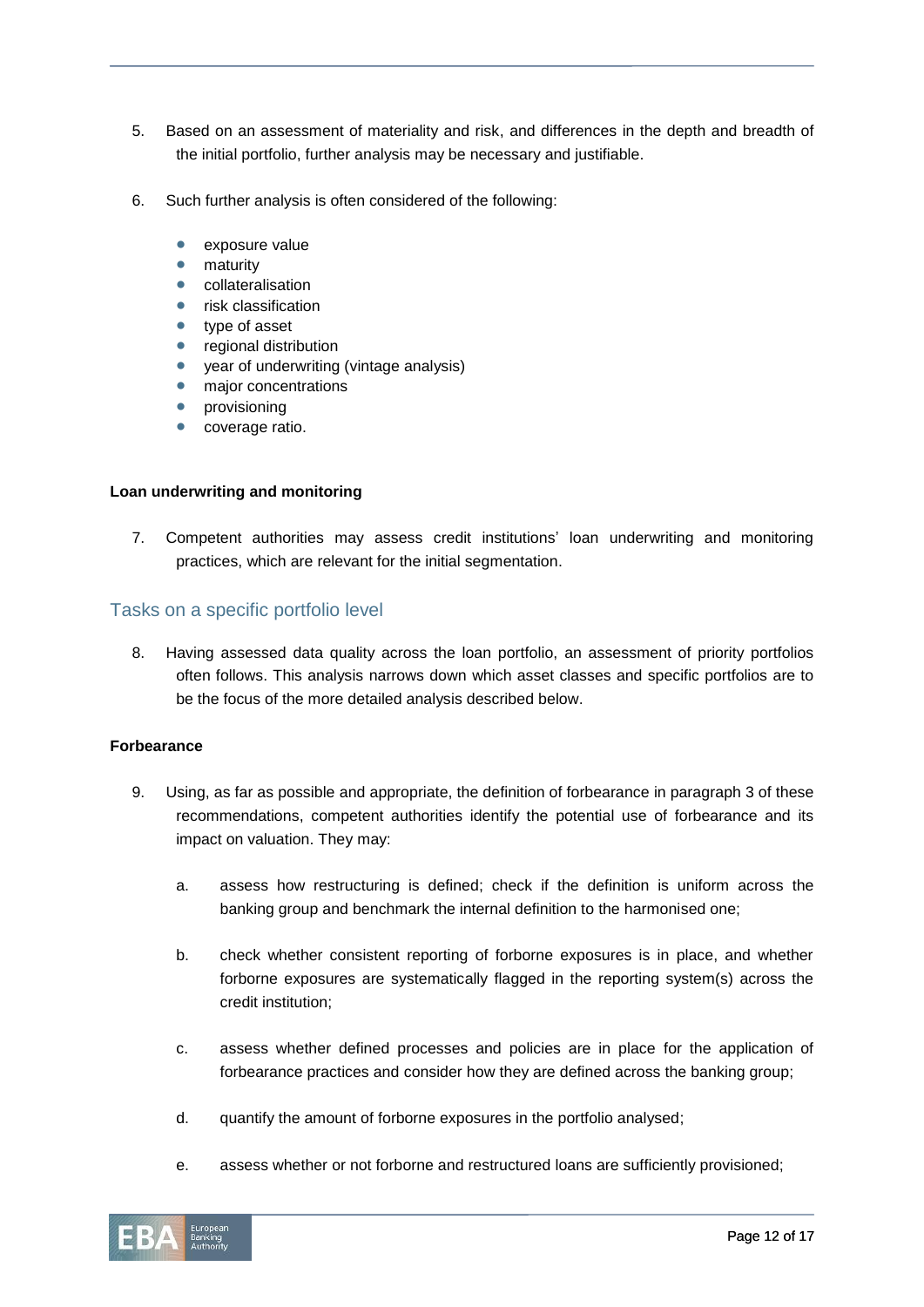5. Based on an assessment of materiality and risk, and differences in the depth and breadth of the initial portfolio, further analysis may be necessary and justifiable.

6. Such further analysis is often considered of the following:

   - exposure value
   - maturity
   - collateralisation
   - risk classification
   - type of asset
   - regional distribution
   - year of underwriting (vintage analysis)
   - major concentrations
   - provisioning
   - coverage ratio.

**Loan underwriting and monitoring**

7. Competent authorities may assess credit institutions' loan underwriting and monitoring practices, which are relevant for the initial segmentation.

## Tasks on a specific portfolio level

8. Having assessed data quality across the loan portfolio, an assessment of priority portfolios often follows. This analysis narrows down which asset classes and specific portfolios are to be the focus of the more detailed analysis described below.

**Forbearance**

9. Using, as far as possible and appropriate, the definition of forbearance in paragraph 3 of these recommendations, competent authorities identify the potential use of forbearance and its impact on valuation. They may:

   a. assess how restructuring is defined; check if the definition is uniform across the banking group and benchmark the internal definition to the harmonised one;

   b. check whether consistent reporting of forborne exposures is in place, and whether forborne exposures are systematically flagged in the reporting system(s) across the credit institution;

   c. assess whether defined processes and policies are in place for the application of forbearance practices and consider how they are defined across the banking group;

   d. quantify the amount of forborne exposures in the portfolio analysed;

   e. assess whether or not forborne and restructured loans are sufficiently provisioned;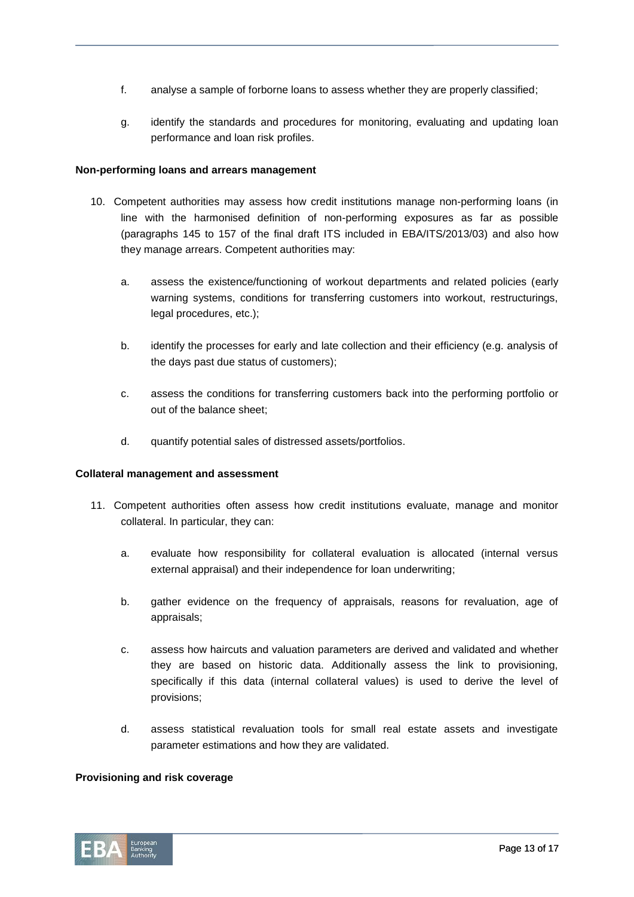f. analyse a sample of forborne loans to assess whether they are properly classified;

g. identify the standards and procedures for monitoring, evaluating and updating loan performance and loan risk profiles.

**Non-performing loans and arrears management**

10. Competent authorities may assess how credit institutions manage non-performing loans (in line with the harmonised definition of non-performing exposures as far as possible (paragraphs 145 to 157 of the final draft ITS included in EBA/ITS/2013/03) and also how they manage arrears. Competent authorities may:

    a. assess the existence/functioning of workout departments and related policies (early warning systems, conditions for transferring customers into workout, restructurings, legal procedures, etc.);

    b. identify the processes for early and late collection and their efficiency (e.g. analysis of the days past due status of customers);

    c. assess the conditions for transferring customers back into the performing portfolio or out of the balance sheet;

    d. quantify potential sales of distressed assets/portfolios.

**Collateral management and assessment**

11. Competent authorities often assess how credit institutions evaluate, manage and monitor collateral. In particular, they can:

    a. evaluate how responsibility for collateral evaluation is allocated (internal versus external appraisal) and their independence for loan underwriting;

    b. gather evidence on the frequency of appraisals, reasons for revaluation, age of appraisals;

    c. assess how haircuts and valuation parameters are derived and validated and whether they are based on historic data. Additionally assess the link to provisioning, specifically if this data (internal collateral values) is used to derive the level of provisions;

    d. assess statistical revaluation tools for small real estate assets and investigate parameter estimations and how they are validated.

**Provisioning and risk coverage**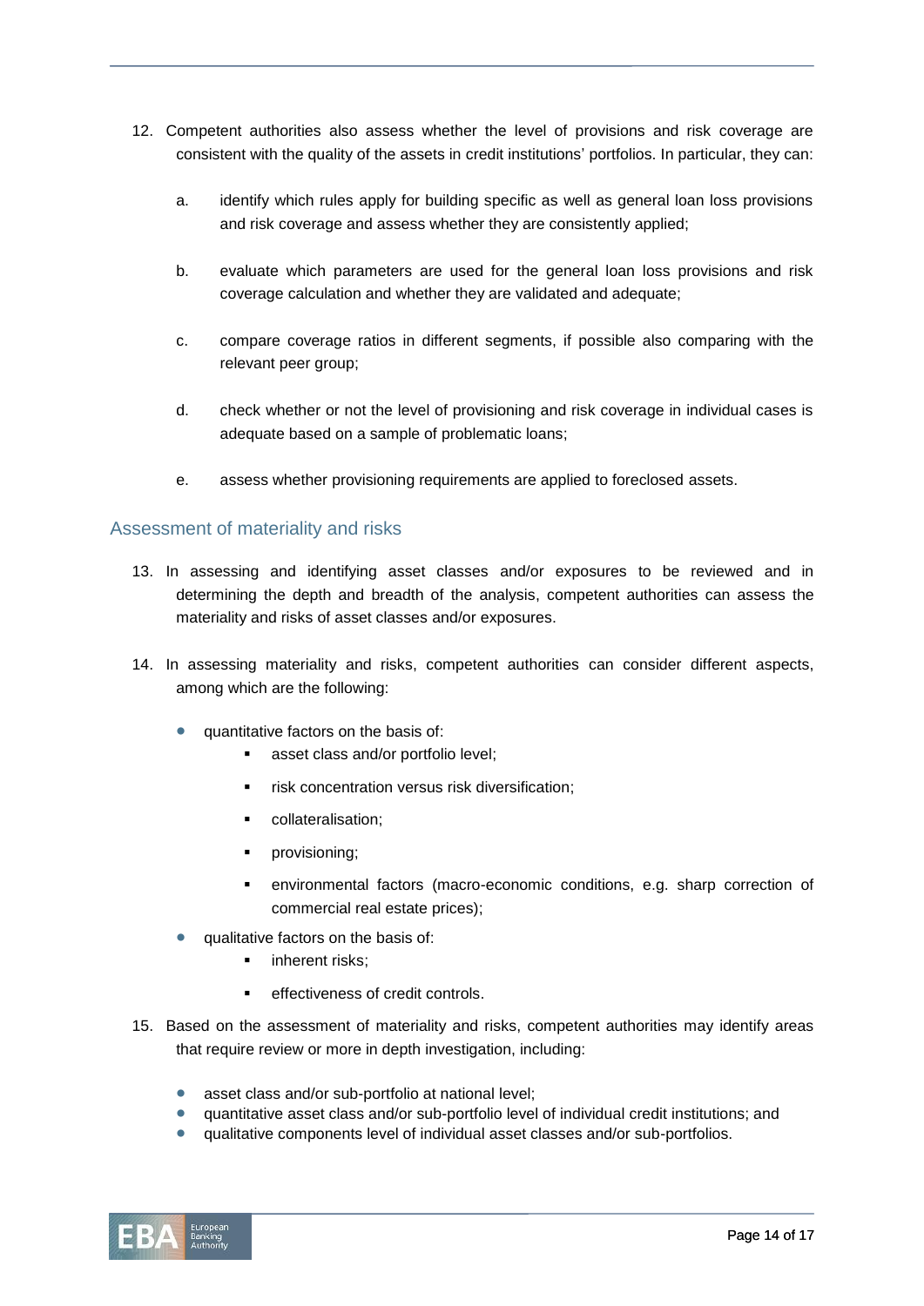12. Competent authorities also assess whether the level of provisions and risk coverage are consistent with the quality of the assets in credit institutions' portfolios. In particular, they can:

    a. identify which rules apply for building specific as well as general loan loss provisions and risk coverage and assess whether they are consistently applied;

    b. evaluate which parameters are used for the general loan loss provisions and risk coverage calculation and whether they are validated and adequate;

    c. compare coverage ratios in different segments, if possible also comparing with the relevant peer group;

    d. check whether or not the level of provisioning and risk coverage in individual cases is adequate based on a sample of problematic loans;

    e. assess whether provisioning requirements are applied to foreclosed assets.

## Assessment of materiality and risks

13. In assessing and identifying asset classes and/or exposures to be reviewed and in determining the depth and breadth of the analysis, competent authorities can assess the materiality and risks of asset classes and/or exposures.

14. In assessing materiality and risks, competent authorities can consider different aspects, among which are the following:

    - quantitative factors on the basis of:
        - asset class and/or portfolio level;
        - risk concentration versus risk diversification;
        - collateralisation;
        - provisioning;
        - environmental factors (macro-economic conditions, e.g. sharp correction of commercial real estate prices);
    - qualitative factors on the basis of:
        - inherent risks;
        - effectiveness of credit controls.

15. Based on the assessment of materiality and risks, competent authorities may identify areas that require review or more in depth investigation, including:

    - asset class and/or sub-portfolio at national level;
    - quantitative asset class and/or sub-portfolio level of individual credit institutions; and
    - qualitative components level of individual asset classes and/or sub-portfolios.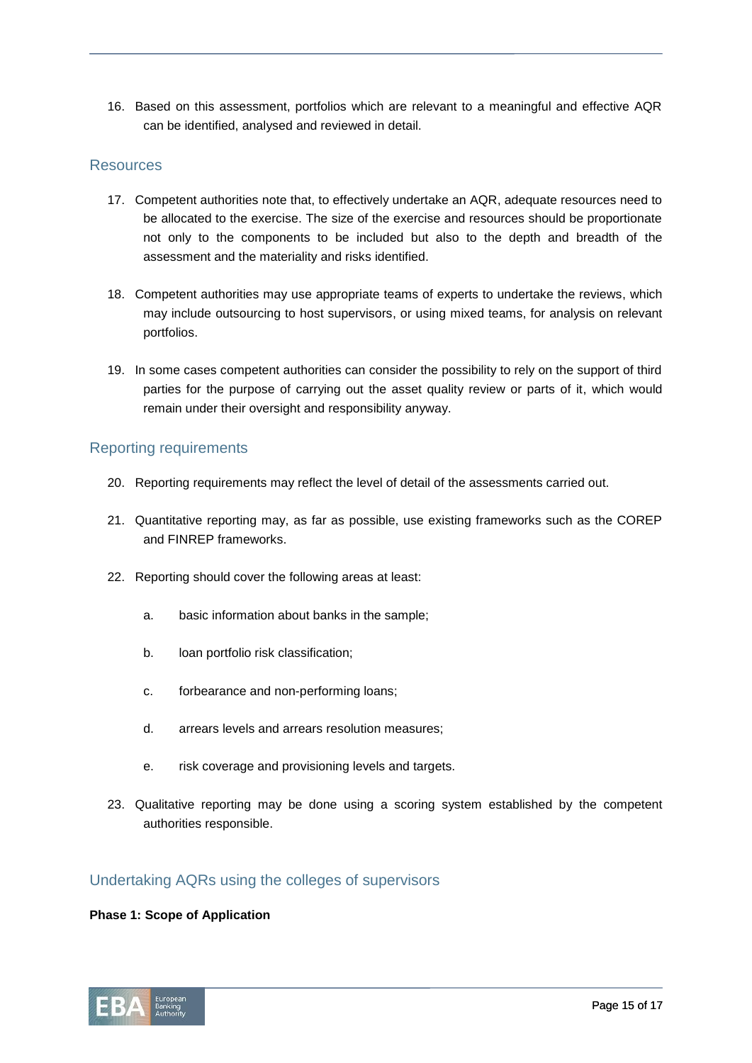16. Based on this assessment, portfolios which are relevant to a meaningful and effective AQR can be identified, analysed and reviewed in detail.

## Resources

17. Competent authorities note that, to effectively undertake an AQR, adequate resources need to be allocated to the exercise. The size of the exercise and resources should be proportionate not only to the components to be included but also to the depth and breadth of the assessment and the materiality and risks identified.

18. Competent authorities may use appropriate teams of experts to undertake the reviews, which may include outsourcing to host supervisors, or using mixed teams, for analysis on relevant portfolios.

19. In some cases competent authorities can consider the possibility to rely on the support of third parties for the purpose of carrying out the asset quality review or parts of it, which would remain under their oversight and responsibility anyway.

## Reporting requirements

20. Reporting requirements may reflect the level of detail of the assessments carried out.

21. Quantitative reporting may, as far as possible, use existing frameworks such as the COREP and FINREP frameworks.

22. Reporting should cover the following areas at least:

    a. basic information about banks in the sample;

    b. loan portfolio risk classification;

    c. forbearance and non-performing loans;

    d. arrears levels and arrears resolution measures;

    e. risk coverage and provisioning levels and targets.

23. Qualitative reporting may be done using a scoring system established by the competent authorities responsible.

## Undertaking AQRs using the colleges of supervisors

**Phase 1: Scope of Application**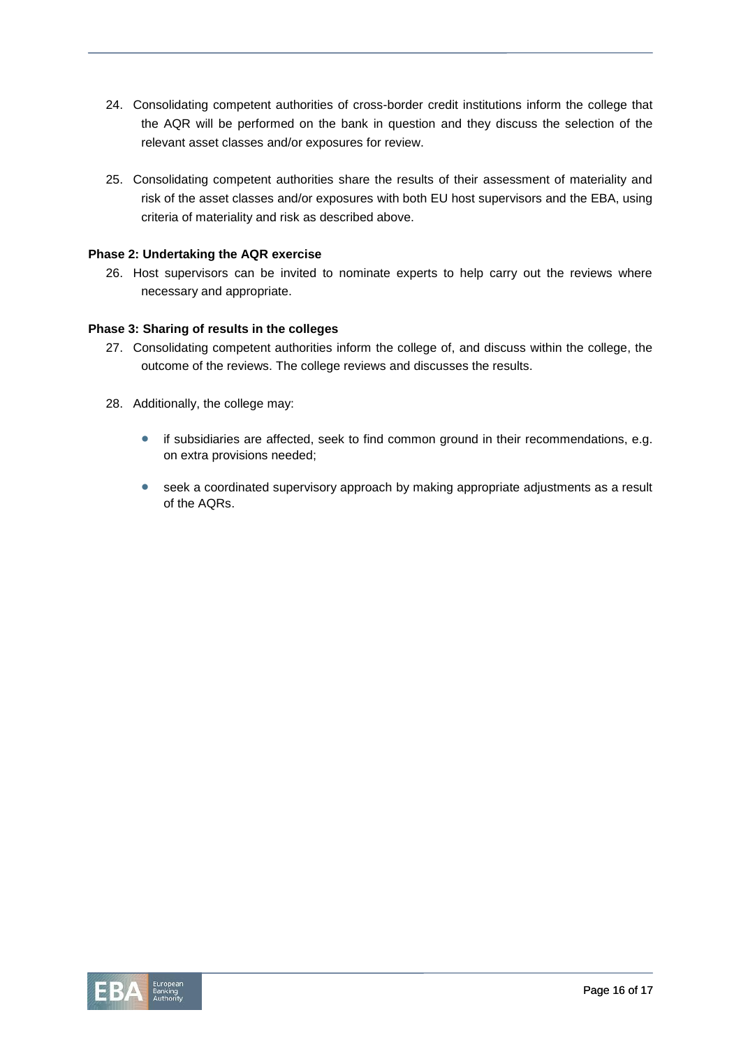24. Consolidating competent authorities of cross-border credit institutions inform the college that the AQR will be performed on the bank in question and they discuss the selection of the relevant asset classes and/or exposures for review.

25. Consolidating competent authorities share the results of their assessment of materiality and risk of the asset classes and/or exposures with both EU host supervisors and the EBA, using criteria of materiality and risk as described above.

**Phase 2: Undertaking the AQR exercise**

26. Host supervisors can be invited to nominate experts to help carry out the reviews where necessary and appropriate.

**Phase 3: Sharing of results in the colleges**

27. Consolidating competent authorities inform the college of, and discuss within the college, the outcome of the reviews. The college reviews and discusses the results.

28. Additionally, the college may:

    - if subsidiaries are affected, seek to find common ground in their recommendations, e.g. on extra provisions needed;
    - seek a coordinated supervisory approach by making appropriate adjustments as a result of the AQRs.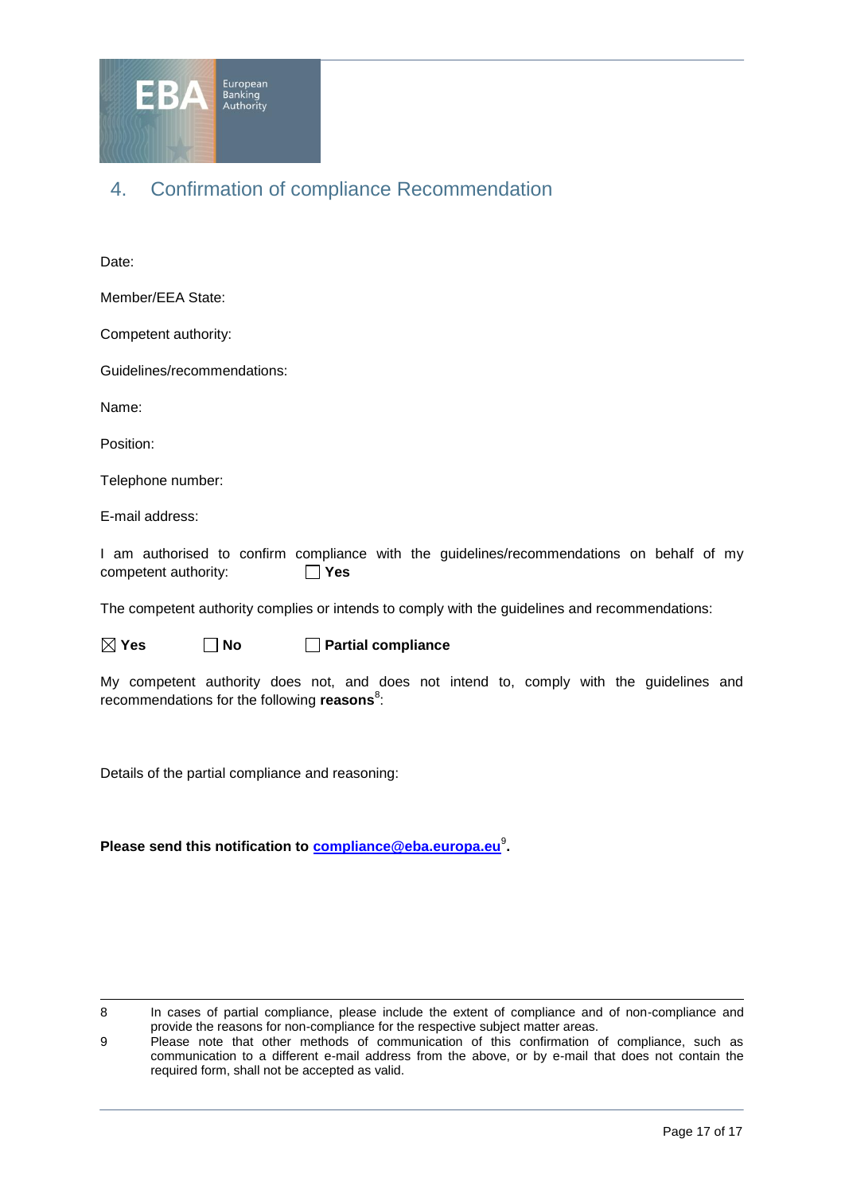## 4. Confirmation of compliance Recommendation

Date:

Member/EEA State:

Competent authority:

Guidelines/recommendations:

Name:

Position:

Telephone number:

E-mail address:

I am authorised to confirm compliance with the guidelines/recommendations on behalf of my competent authority: ☐ **Yes**

The competent authority complies or intends to comply with the guidelines and recommendations:

☒ **Yes** ☐ **No** ☐ **Partial compliance**

My competent authority does not, and does not intend to, comply with the guidelines and recommendations for the following **reasons**[8]:

Details of the partial compliance and reasoning:

**Please send this notification to [compliance@eba.europa.eu](mailto:compliance@eba.europa.eu)[9].**

---

8 In cases of partial compliance, please include the extent of compliance and of non-compliance and provide the reasons for non-compliance for the respective subject matter areas.

9 Please note that other methods of communication of this confirmation of compliance, such as communication to a different e-mail address from the above, or by e-mail that does not contain the required form, shall not be accepted as valid.